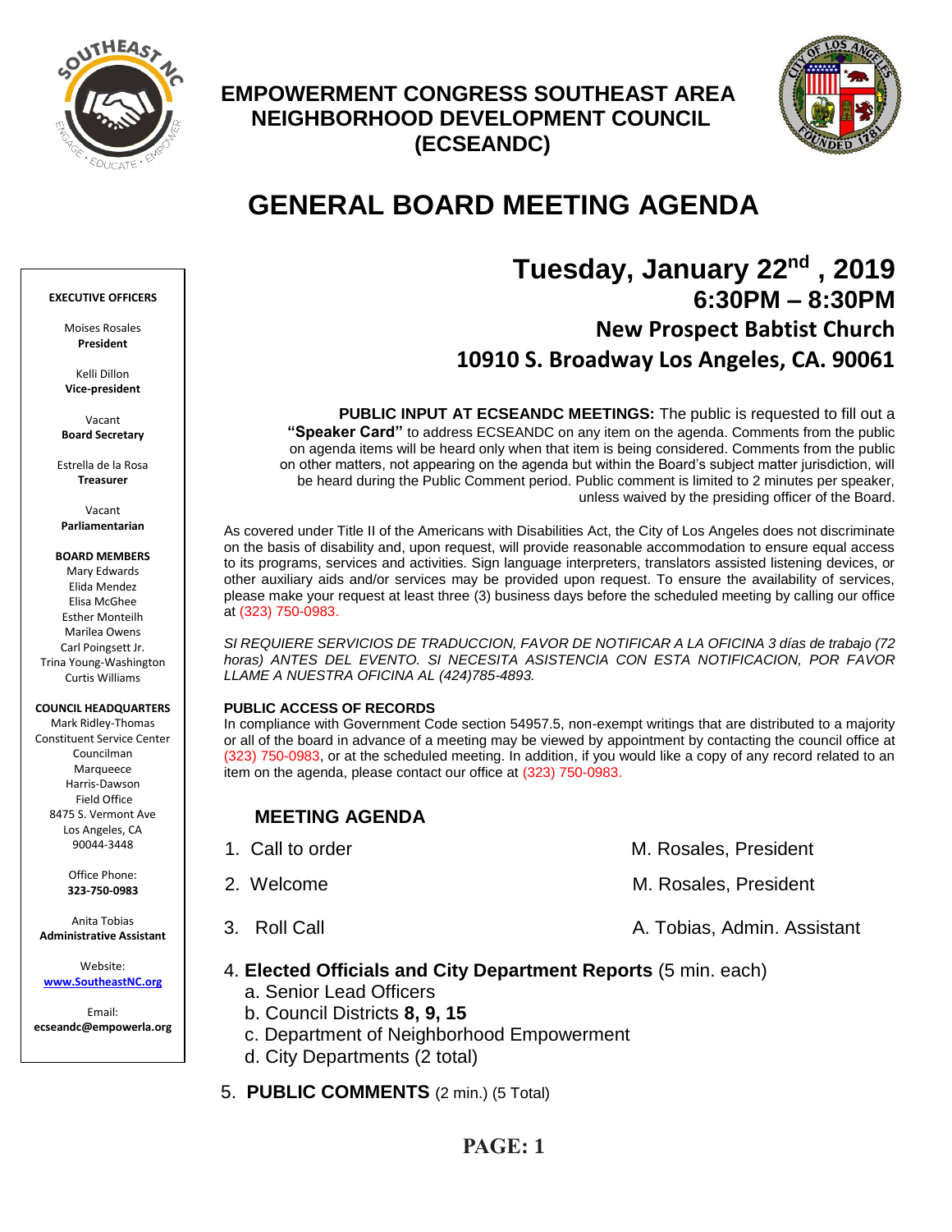# EMPOWERMENT CONGRESS SOUTHEAST AREA NEIGHBORHOOD DEVELOPMENT COUNCIL (ECSEANDC)

# GENERAL BOARD MEETING AGENDA

**EXECUTIVE OFFICERS**

Moises Rosales
**President**

Kelli Dillon
**Vice-president**

Vacant
**Board Secretary**

Estrella de la Rosa
**Treasurer**

Vacant
**Parliamentarian**

**BOARD MEMBERS**
Mary Edwards
Elida Mendez
Elisa McGhee
Esther Monteilh
Marilea Owens
Carl Poingsett Jr.
Trina Young-Washington
Curtis Williams

**COUNCIL HEADQUARTERS**
Mark Ridley-Thomas
Constituent Service Center
Councilman
Marqueece
Harris-Dawson
Field Office
8475 S. Vermont Ave
Los Angeles, CA
90044-3448

Office Phone:
**323-750-0983**

Anita Tobias
**Administrative Assistant**

Website:
**www.SoutheastNC.org**

Email:
**ecseandc@empowerla.org**

## Tuesday, January 22nd , 2019
### 6:30PM – 8:30PM
### New Prospect Babtist Church
### 10910 S. Broadway Los Angeles, CA. 90061

**PUBLIC INPUT AT ECSEANDC MEETINGS:** The public is requested to fill out a **"Speaker Card"** to address ECSEANDC on any item on the agenda. Comments from the public on agenda items will be heard only when that item is being considered. Comments from the public on other matters, not appearing on the agenda but within the Board's subject matter jurisdiction, will be heard during the Public Comment period. Public comment is limited to 2 minutes per speaker, unless waived by the presiding officer of the Board.

As covered under Title II of the Americans with Disabilities Act, the City of Los Angeles does not discriminate on the basis of disability and, upon request, will provide reasonable accommodation to ensure equal access to its programs, services and activities. Sign language interpreters, translators assisted listening devices, or other auxiliary aids and/or services may be provided upon request. To ensure the availability of services, please make your request at least three (3) business days before the scheduled meeting by calling our office at (323) 750-0983.

*SI REQUIERE SERVICIOS DE TRADUCCION, FAVOR DE NOTIFICAR A LA OFICINA 3 días de trabajo (72 horas) ANTES DEL EVENTO. SI NECESITA ASISTENCIA CON ESTA NOTIFICACION, POR FAVOR LLAME A NUESTRA OFICINA AL (424)785-4893.*

**PUBLIC ACCESS OF RECORDS**
In compliance with Government Code section 54957.5, non-exempt writings that are distributed to a majority or all of the board in advance of a meeting may be viewed by appointment by contacting the council office at (323) 750-0983, or at the scheduled meeting. In addition, if you would like a copy of any record related to an item on the agenda, please contact our office at (323) 750-0983.

### MEETING AGENDA

1. Call to order — M. Rosales, President
2. Welcome — M. Rosales, President
3. Roll Call — A. Tobias, Admin. Assistant
4. **Elected Officials and City Department Reports** (5 min. each)
   a. Senior Lead Officers
   b. Council Districts **8, 9, 15**
   c. Department of Neighborhood Empowerment
   d. City Departments (2 total)
5. **PUBLIC COMMENTS** (2 min.) (5 Total)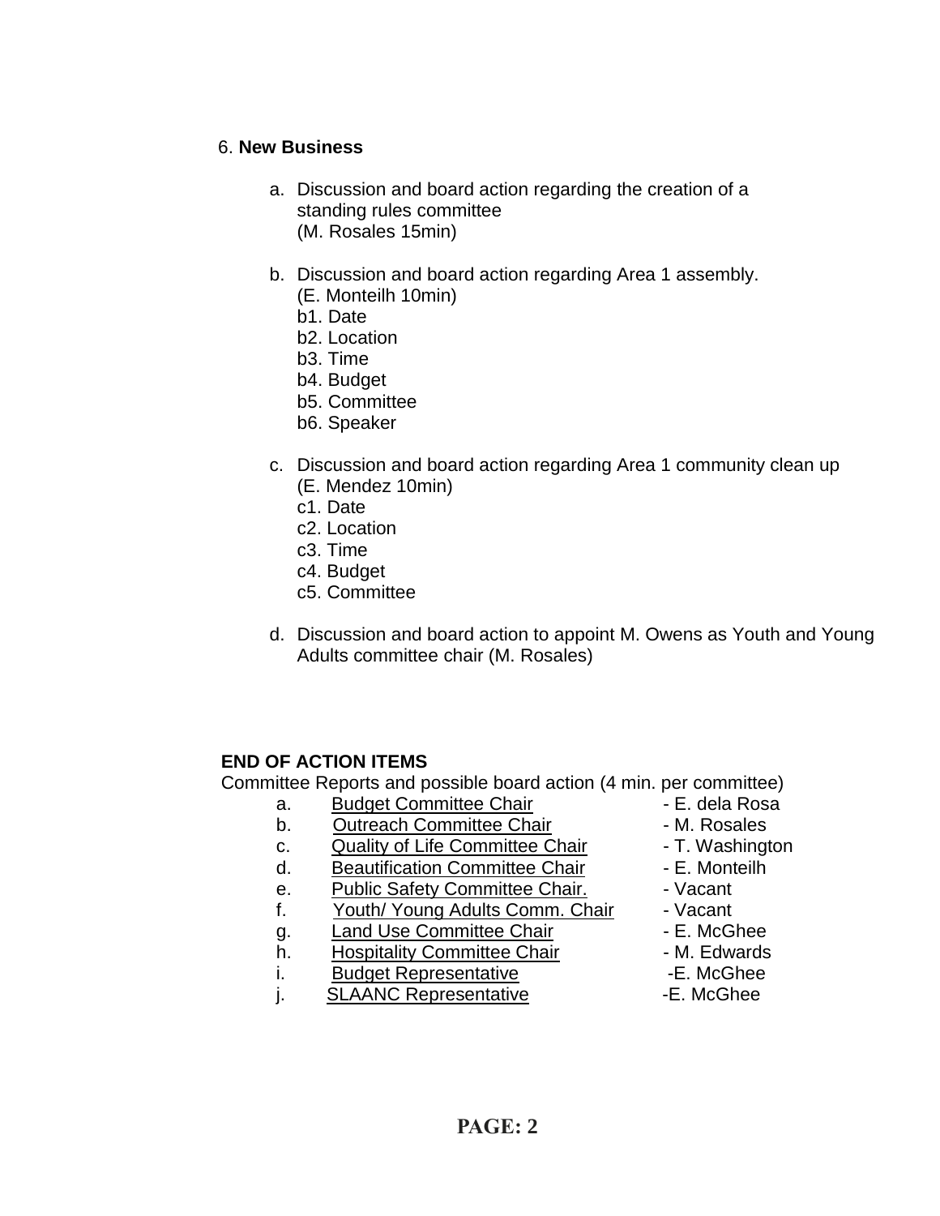6. **New Business**

a. Discussion and board action regarding the creation of a standing rules committee
   (M. Rosales 15min)

b. Discussion and board action regarding Area 1 assembly.
   (E. Monteilh 10min)
   b1. Date
   b2. Location
   b3. Time
   b4. Budget
   b5. Committee
   b6. Speaker

c. Discussion and board action regarding Area 1 community clean up
   (E. Mendez 10min)
   c1. Date
   c2. Location
   c3. Time
   c4. Budget
   c5. Committee

d. Discussion and board action to appoint M. Owens as Youth and Young Adults committee chair (M. Rosales)

**END OF ACTION ITEMS**

Committee Reports and possible board action (4 min. per committee)

| | | |
|---|---|---|
| a. | Budget Committee Chair | - E. dela Rosa |
| b. | Outreach Committee Chair | - M. Rosales |
| c. | Quality of Life Committee Chair | - T. Washington |
| d. | Beautification Committee Chair | - E. Monteilh |
| e. | Public Safety Committee Chair. | - Vacant |
| f. | Youth/ Young Adults Comm. Chair | - Vacant |
| g. | Land Use Committee Chair | - E. McGhee |
| h. | Hospitality Committee Chair | - M. Edwards |
| i. | Budget Representative | -E. McGhee |
| j. | SLAANC Representative | -E. McGhee |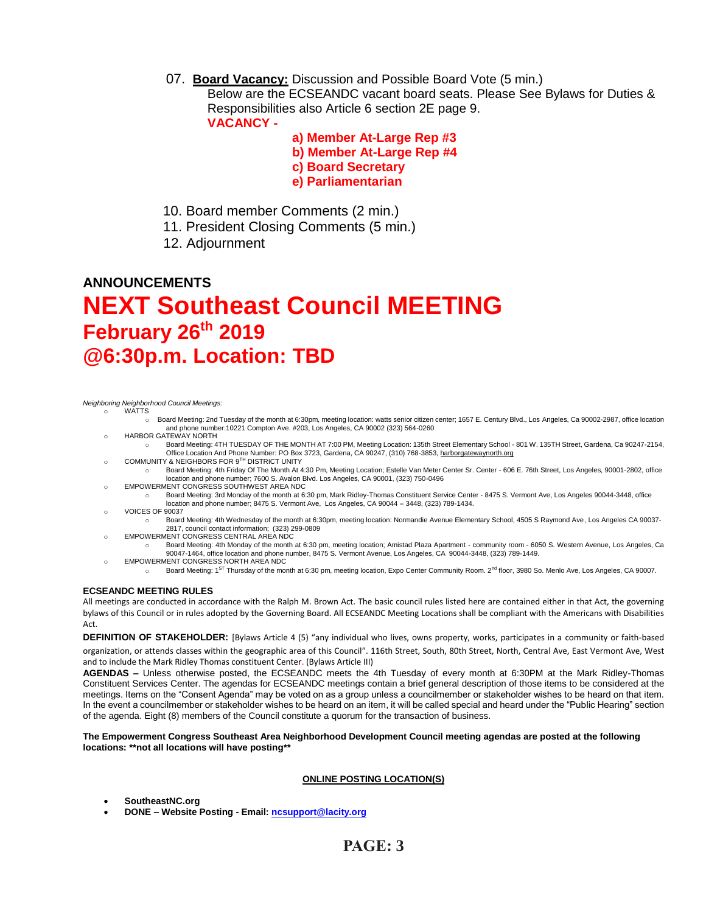07. **Board Vacancy:** Discussion and Possible Board Vote (5 min.)
Below are the ECSEANDC vacant board seats. Please See Bylaws for Duties & Responsibilities also Article 6 section 2E page 9.
**VACANCY -**

**a) Member At-Large Rep #3**
**b) Member At-Large Rep #4**
**c) Board Secretary**
**e) Parliamentarian**

10. Board member Comments (2 min.)
11. President Closing Comments (5 min.)
12. Adjournment

## ANNOUNCEMENTS

# NEXT Southeast Council MEETING

## February 26th 2019

## @6:30p.m. Location: TBD

*Neighboring Neighborhood Council Meetings:*

- WATTS
  - Board Meeting: 2nd Tuesday of the month at 6:30pm, meeting location: watts senior citizen center; 1657 E. Century Blvd., Los Angeles, Ca 90002-2987, office location and phone number:10221 Compton Ave. #203, Los Angeles, CA 90002 (323) 564-0260
- HARBOR GATEWAY NORTH
  - Board Meeting: 4TH TUESDAY OF THE MONTH AT 7:00 PM, Meeting Location: 135th Street Elementary School - 801 W. 135TH Street, Gardena, Ca 90247-2154, Office Location And Phone Number: PO Box 3723, Gardena, CA 90247, (310) 768-3853, harborgatewaynorth.org
- COMMUNITY & NEIGHBORS FOR 9TH DISTRICT UNITY
  - Board Meeting: 4th Friday Of The Month At 4:30 Pm, Meeting Location; Estelle Van Meter Center Sr. Center - 606 E. 76th Street, Los Angeles, 90001-2802, office location and phone number; 7600 S. Avalon Blvd. Los Angeles, CA 90001, (323) 750-0496
- EMPOWERMENT CONGRESS SOUTHWEST AREA NDC
  - Board Meeting: 3rd Monday of the month at 6:30 pm, Mark Ridley-Thomas Constituent Service Center - 8475 S. Vermont Ave, Los Angeles 90044-3448, office location and phone number; 8475 S. Vermont Ave, Los Angeles, CA 90044 – 3448, (323) 789-1434.
- VOICES OF 90037
  - Board Meeting: 4th Wednesday of the month at 6:30pm, meeting location: Normandie Avenue Elementary School, 4505 S Raymond Ave, Los Angeles CA 90037-2817, council contact information; (323) 299-0809
- EMPOWERMENT CONGRESS CENTRAL AREA NDC
  - Board Meeting: 4th Monday of the month at 6:30 pm, meeting location; Amistad Plaza Apartment - community room - 6050 S. Western Avenue, Los Angeles, Ca 90047-1464, office location and phone number, 8475 S. Vermont Avenue, Los Angeles, CA 90044-3448, (323) 789-1449.
- EMPOWERMENT CONGRESS NORTH AREA NDC
  - Board Meeting: 1ST Thursday of the month at 6:30 pm, meeting location, Expo Center Community Room. 2nd floor, 3980 So. Menlo Ave, Los Angeles, CA 90007.

**ECSEANDC MEETING RULES**

All meetings are conducted in accordance with the Ralph M. Brown Act. The basic council rules listed here are contained either in that Act, the governing bylaws of this Council or in rules adopted by the Governing Board. All ECSEANDC Meeting Locations shall be compliant with the Americans with Disabilities Act.

**DEFINITION OF STAKEHOLDER:** [Bylaws Article 4 (5) "any individual who lives, owns property, works, participates in a community or faith-based organization, or attends classes within the geographic area of this Council". 116th Street, South, 80th Street, North, Central Ave, East Vermont Ave, West and to include the Mark Ridley Thomas constituent Center. (Bylaws Article III)

**AGENDAS –** Unless otherwise posted, the ECSEANDC meets the 4th Tuesday of every month at 6:30PM at the Mark Ridley-Thomas Constituent Services Center. The agendas for ECSEANDC meetings contain a brief general description of those items to be considered at the meetings. Items on the "Consent Agenda" may be voted on as a group unless a councilmember or stakeholder wishes to be heard on that item. In the event a councilmember or stakeholder wishes to be heard on an item, it will be called special and heard under the "Public Hearing" section of the agenda. Eight (8) members of the Council constitute a quorum for the transaction of business.

**The Empowerment Congress Southeast Area Neighborhood Development Council meeting agendas are posted at the following locations: \*\*not all locations will have posting\*\***

**ONLINE POSTING LOCATION(S)**

- **SoutheastNC.org**
- **DONE – Website Posting - Email: ncsupport@lacity.org**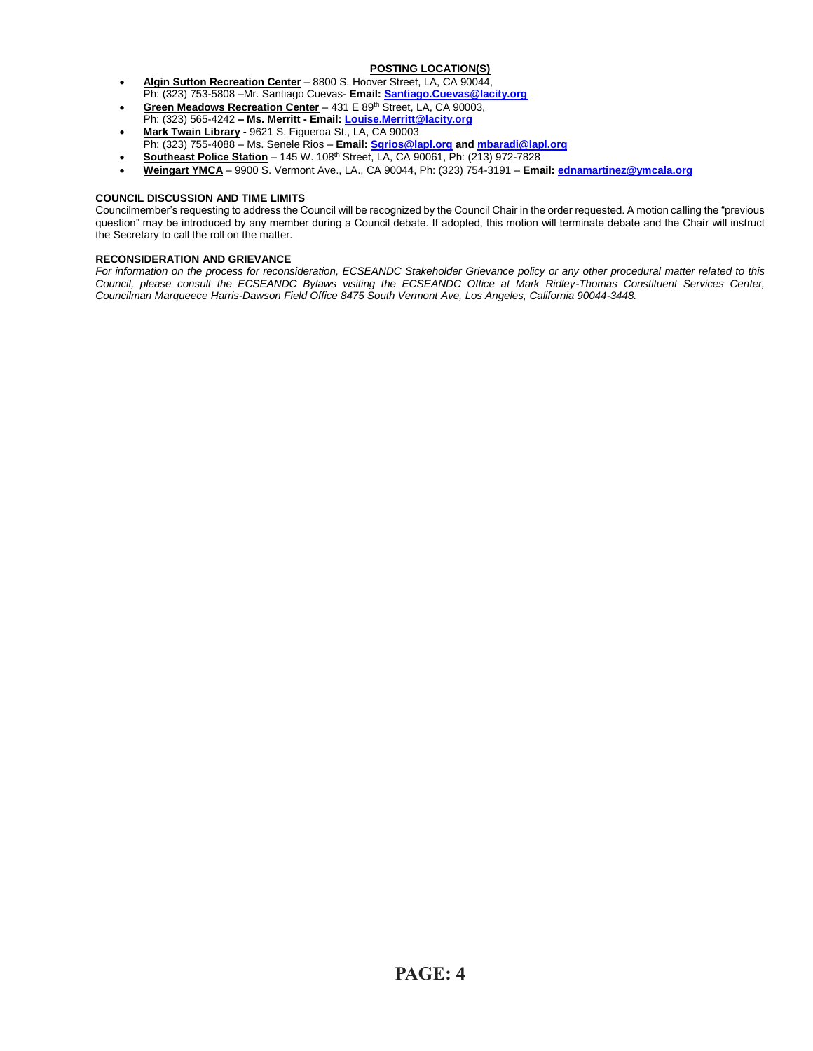**POSTING LOCATION(S)**

- **Algin Sutton Recreation Center** – 8800 S. Hoover Street, LA, CA 90044, Ph: (323) 753-5808 –Mr. Santiago Cuevas- **Email: Santiago.Cuevas@lacity.org**
- **Green Meadows Recreation Center** – 431 E 89th Street, LA, CA 90003, Ph: (323) 565-4242 **– Ms. Merritt - Email: Louise.Merritt@lacity.org**
- **Mark Twain Library -** 9621 S. Figueroa St., LA, CA 90003 Ph: (323) 755-4088 – Ms. Senele Rios – **Email: Sgrios@lapl.org and mbaradi@lapl.org**
- **Southeast Police Station** – 145 W. 108th Street, LA, CA 90061, Ph: (213) 972-7828
- **Weingart YMCA** – 9900 S. Vermont Ave., LA., CA 90044, Ph: (323) 754-3191 – **Email: ednamartinez@ymcala.org**

**COUNCIL DISCUSSION AND TIME LIMITS**

Councilmember's requesting to address the Council will be recognized by the Council Chair in the order requested. A motion calling the "previous question" may be introduced by any member during a Council debate. If adopted, this motion will terminate debate and the Chair will instruct the Secretary to call the roll on the matter.

**RECONSIDERATION AND GRIEVANCE**

*For information on the process for reconsideration, ECSEANDC Stakeholder Grievance policy or any other procedural matter related to this Council, please consult the ECSEANDC Bylaws visiting the ECSEANDC Office at Mark Ridley-Thomas Constituent Services Center, Councilman Marqueece Harris-Dawson Field Office 8475 South Vermont Ave, Los Angeles, California 90044-3448.*